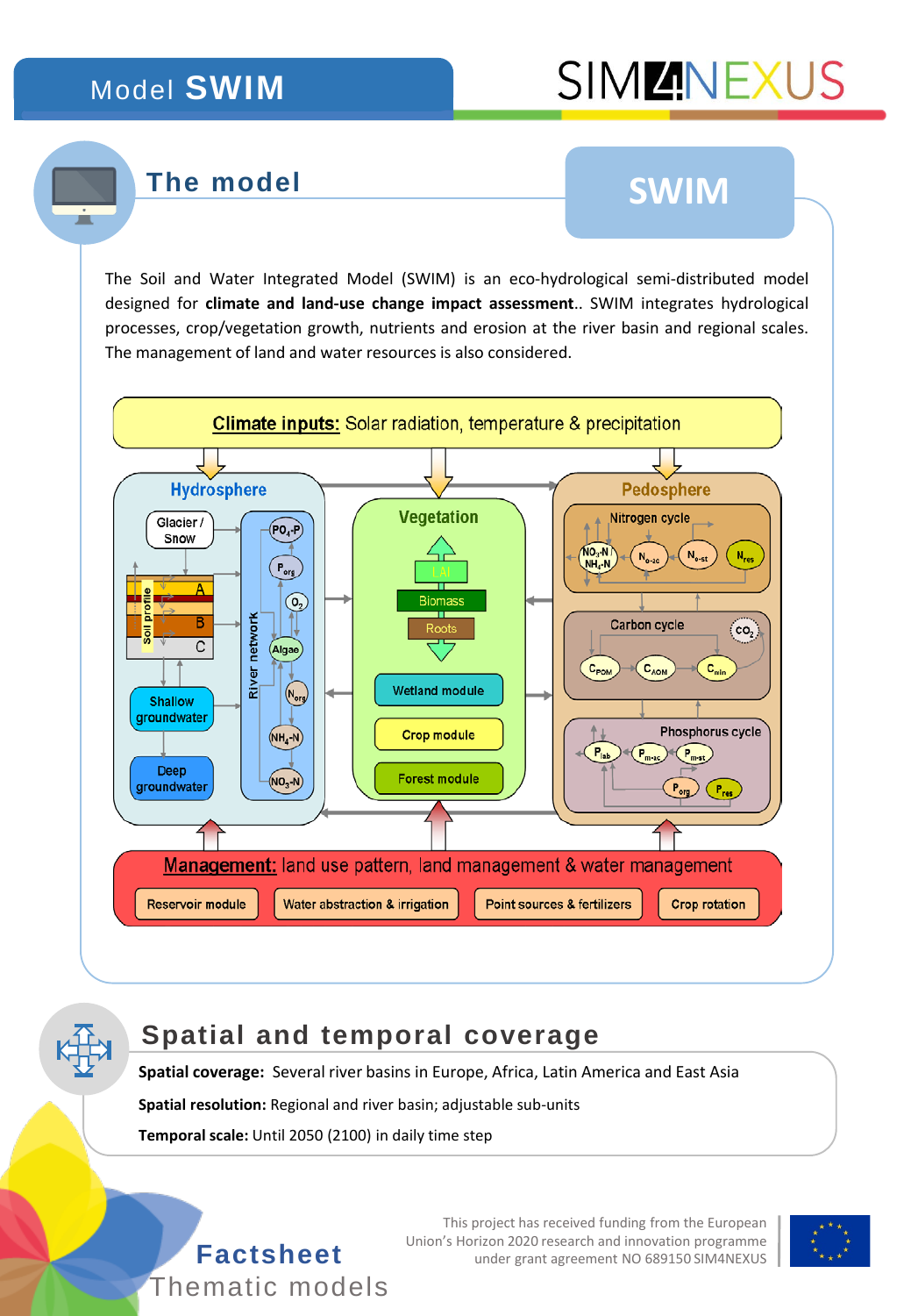# Model SWIM

SIM4NEXUS

## The model

**SWIM**

The Soil and Water Integrated Model (SWIM) is an eco-hydrological semi-distributed model designed for **climate and land-use change impact assessment**.. SWIM integrates hydrological processes, crop/vegetation growth, nutrients and erosion at the river basin and regional scales. The management of land and water resources is also considered.

## Spatial and temporal coverage

**Spatial coverage:** Several river basins in Europe, Africa, Latin America and East Asia

**Spatial resolution:** Regional and river basin; adjustable sub-units

**Temporal scale:** Until 2050 (2100) in daily time step

**Factsheet**
Thematic models

This project has received funding from the European Union's Horizon 2020 research and innovation programme under grant agreement NO 689150 SIM4NEXUS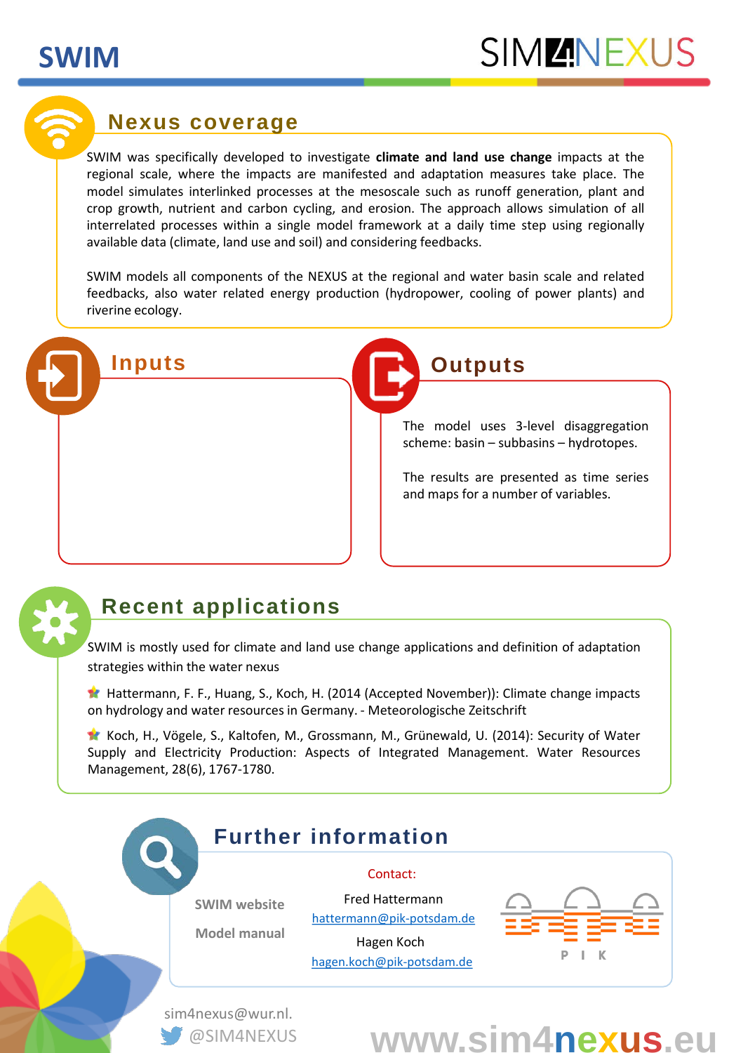# SWIM

SIM4NEXUS

## Nexus coverage

SWIM was specifically developed to investigate **climate and land use change** impacts at the regional scale, where the impacts are manifested and adaptation measures take place. The model simulates interlinked processes at the mesoscale such as runoff generation, plant and crop growth, nutrient and carbon cycling, and erosion. The approach allows simulation of all interrelated processes within a single model framework at a daily time step using regionally available data (climate, land use and soil) and considering feedbacks.

SWIM models all components of the NEXUS at the regional and water basin scale and related feedbacks, also water related energy production (hydropower, cooling of power plants) and riverine ecology.

## Inputs

## Outputs

The model uses 3-level disaggregation scheme: basin – subbasins – hydrotopes.

The results are presented as time series and maps for a number of variables.

## Recent applications

SWIM is mostly used for climate and land use change applications and definition of adaptation strategies within the water nexus

- Hattermann, F. F., Huang, S., Koch, H. (2014 (Accepted November)): Climate change impacts on hydrology and water resources in Germany. - Meteorologische Zeitschrift
- Koch, H., Vögele, S., Kaltofen, M., Grossmann, M., Grünewald, U. (2014): Security of Water Supply and Electricity Production: Aspects of Integrated Management. Water Resources Management, 28(6), 1767-1780.

## Further information

SWIM website

Model manual

Contact:

Fred Hattermann
hattermann@pik-potsdam.de

Hagen Koch
hagen.koch@pik-potsdam.de

PIK

sim4nexus@wur.nl.
@SIM4NEXUS

www.sim4nexus.eu